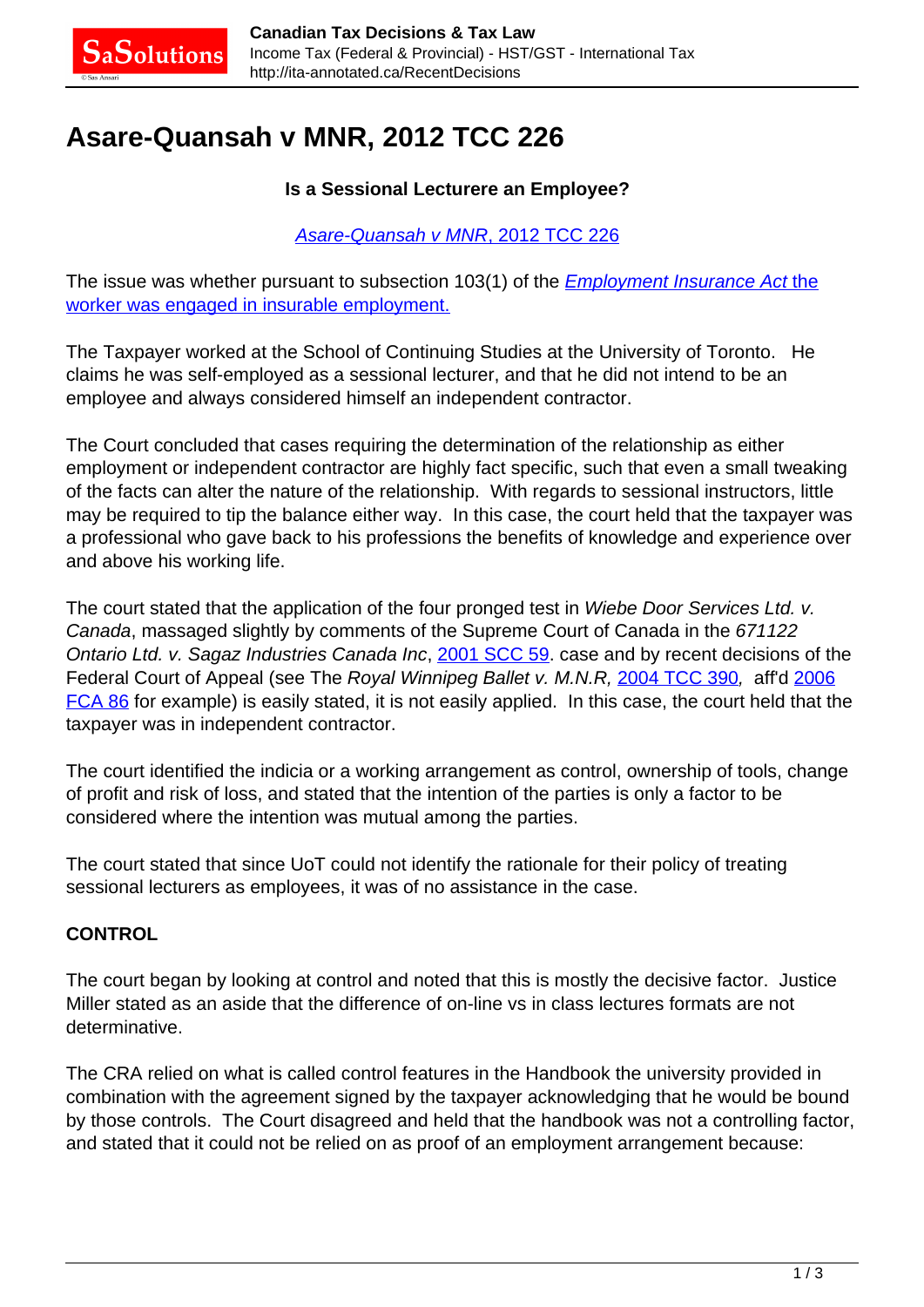# Asare-Quansah v MNR, 2012 TCC 226

**Is a Sessional Lecturere an Employee?**

[*Asare-Quansah v MNR*, 2012 TCC 226]

The issue was whether pursuant to subsection 103(1) of the *Employment Insurance Act* the worker was engaged in insurable employment.

The Taxpayer worked at the School of Continuing Studies at the University of Toronto. He claims he was self-employed as a sessional lecturer, and that he did not intend to be an employee and always considered himself an independent contractor.

The Court concluded that cases requiring the determination of the relationship as either employment or independent contractor are highly fact specific, such that even a small tweaking of the facts can alter the nature of the relationship. With regards to sessional instructors, little may be required to tip the balance either way. In this case, the court held that the taxpayer was a professional who gave back to his professions the benefits of knowledge and experience over and above his working life.

The court stated that the application of the four pronged test in *Wiebe Door Services Ltd. v. Canada*, massaged slightly by comments of the Supreme Court of Canada in the *671122 Ontario Ltd. v. Sagaz Industries Canada Inc*, 2001 SCC 59. case and by recent decisions of the Federal Court of Appeal (see The *Royal Winnipeg Ballet v. M.N.R,* 2004 TCC 390, aff'd 2006 FCA 86 for example) is easily stated, it is not easily applied. In this case, the court held that the taxpayer was in independent contractor.

The court identified the indicia or a working arrangement as control, ownership of tools, change of profit and risk of loss, and stated that the intention of the parties is only a factor to be considered where the intention was mutual among the parties.

The court stated that since UoT could not identify the rationale for their policy of treating sessional lecturers as employees, it was of no assistance in the case.

**CONTROL**

The court began by looking at control and noted that this is mostly the decisive factor. Justice Miller stated as an aside that the difference of on-line vs in class lectures formats are not determinative.

The CRA relied on what is called control features in the Handbook the university provided in combination with the agreement signed by the taxpayer acknowledging that he would be bound by those controls. The Court disagreed and held that the handbook was not a controlling factor, and stated that it could not be relied on as proof of an employment arrangement because: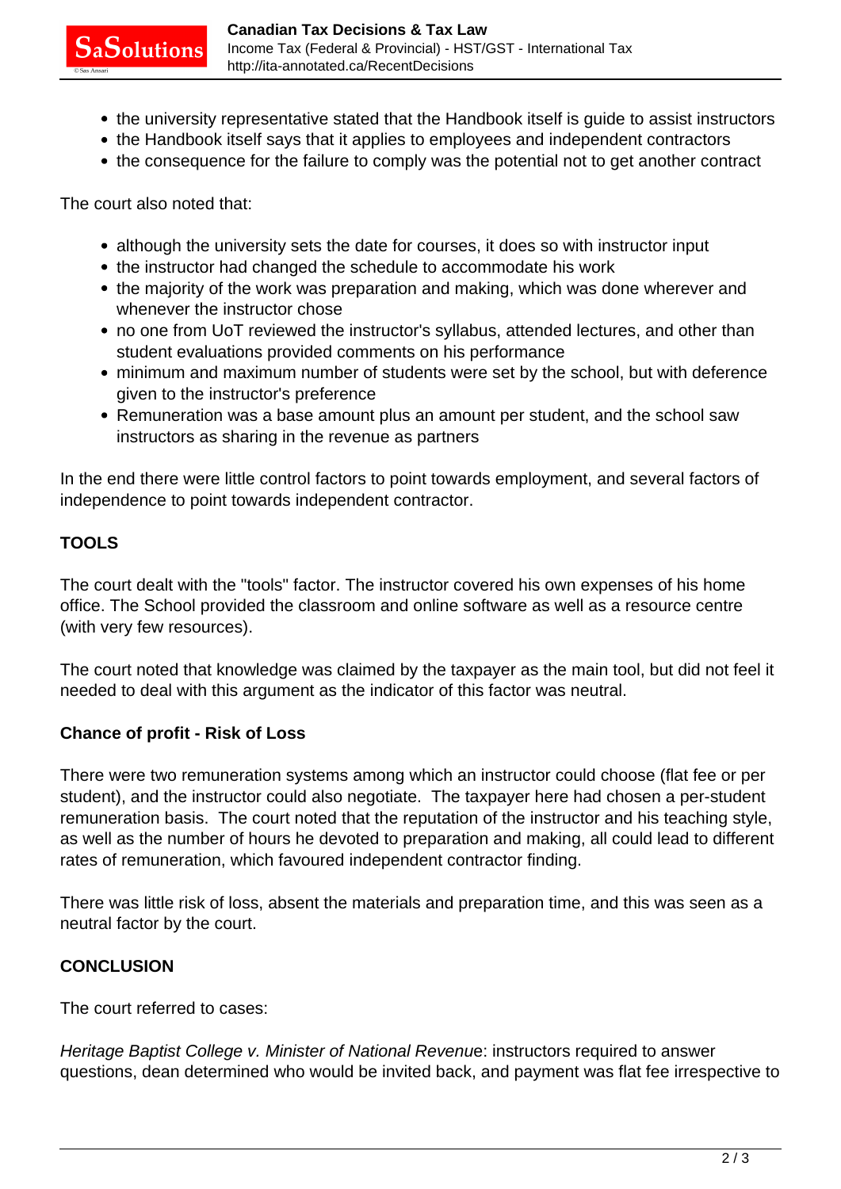- the university representative stated that the Handbook itself is guide to assist instructors
- the Handbook itself says that it applies to employees and independent contractors
- the consequence for the failure to comply was the potential not to get another contract

The court also noted that:

- although the university sets the date for courses, it does so with instructor input
- the instructor had changed the schedule to accommodate his work
- the majority of the work was preparation and making, which was done wherever and whenever the instructor chose
- no one from UoT reviewed the instructor's syllabus, attended lectures, and other than student evaluations provided comments on his performance
- minimum and maximum number of students were set by the school, but with deference given to the instructor's preference
- Remuneration was a base amount plus an amount per student, and the school saw instructors as sharing in the revenue as partners

In the end there were little control factors to point towards employment, and several factors of independence to point towards independent contractor.

**TOOLS**

The court dealt with the "tools" factor. The instructor covered his own expenses of his home office. The School provided the classroom and online software as well as a resource centre (with very few resources).

The court noted that knowledge was claimed by the taxpayer as the main tool, but did not feel it needed to deal with this argument as the indicator of this factor was neutral.

**Chance of profit - Risk of Loss**

There were two remuneration systems among which an instructor could choose (flat fee or per student), and the instructor could also negotiate. The taxpayer here had chosen a per-student remuneration basis. The court noted that the reputation of the instructor and his teaching style, as well as the number of hours he devoted to preparation and making, all could lead to different rates of remuneration, which favoured independent contractor finding.

There was little risk of loss, absent the materials and preparation time, and this was seen as a neutral factor by the court.

**CONCLUSION**

The court referred to cases:

*Heritage Baptist College v. Minister of National Revenue*: instructors required to answer questions, dean determined who would be invited back, and payment was flat fee irrespective to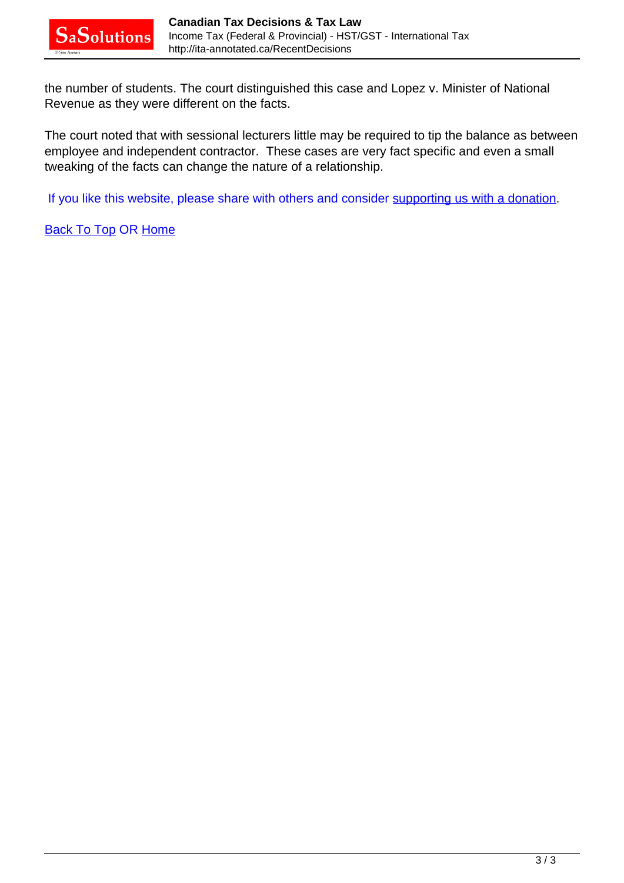the number of students. The court distinguished this case and Lopez v. Minister of National Revenue as they were different on the facts.

The court noted that with sessional lecturers little may be required to tip the balance as between employee and independent contractor. These cases are very fact specific and even a small tweaking of the facts can change the nature of a relationship.

If you like this website, please share with others and consider supporting us with a donation.

Back To Top OR Home